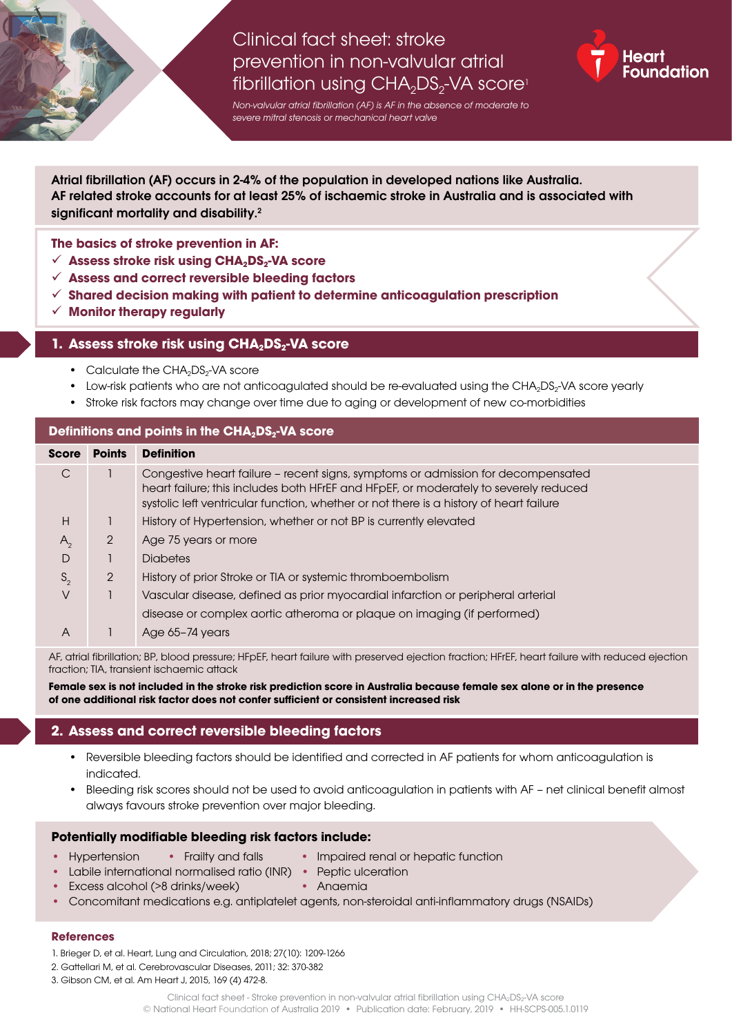# Clinical fact sheet: stroke prevention in non-valvular atrial fibrillation using $CHA_2DS_2$-VA score[1]

*Non-valvular atrial fibrillation (AF) is AF in the absence of moderate to severe mitral stenosis or mechanical heart valve*

Heart Foundation

**Atrial fibrillation (AF) occurs in 2-4% of the population in developed nations like Australia. AF related stroke accounts for at least 25% of ischaemic stroke in Australia and is associated with significant mortality and disability.[2]**

**The basics of stroke prevention in AF:**

- ✓ **Assess stroke risk using $CHA_2DS_2$-VA score**
- ✓ **Assess and correct reversible bleeding factors**
- ✓ **Shared decision making with patient to determine anticoagulation prescription**
- ✓ **Monitor therapy regularly**

## 1. Assess stroke risk using $CHA_2DS_2$-VA score

- Calculate the $CHA_2DS_2$-VA score
- Low-risk patients who are not anticoagulated should be re-evaluated using the $CHA_2DS_2$-VA score yearly
- Stroke risk factors may change over time due to aging or development of new co-morbidities

**Definitions and points in the $CHA_2DS_2$-VA score**

| Score | Points | Definition |
|---|---|---|
| C | 1 | Congestive heart failure – recent signs, symptoms or admission for decompensated heart failure; this includes both HFrEF and HFpEF, or moderately to severely reduced systolic left ventricular function, whether or not there is a history of heart failure |
| H | 1 | History of Hypertension, whether or not BP is currently elevated |
| $A_2$ | 2 | Age 75 years or more |
| D | 1 | Diabetes |
| $S_2$ | 2 | History of prior Stroke or TIA or systemic thromboembolism |
| V | 1 | Vascular disease, defined as prior myocardial infarction or peripheral arterial disease or complex aortic atheroma or plaque on imaging (if performed) |
| A | 1 | Age 65–74 years |

AF, atrial fibrillation; BP, blood pressure; HFpEF, heart failure with preserved ejection fraction; HFrEF, heart failure with reduced ejection fraction; TIA, transient ischaemic attack

**Female sex is not included in the stroke risk prediction score in Australia because female sex alone or in the presence of one additional risk factor does not confer sufficient or consistent increased risk**

## 2. Assess and correct reversible bleeding factors

- Reversible bleeding factors should be identified and corrected in AF patients for whom anticoagulation is indicated.
- Bleeding risk scores should not be used to avoid anticoagulation in patients with AF – net clinical benefit almost always favours stroke prevention over major bleeding.

**Potentially modifiable bleeding risk factors include:**

- Hypertension
- Frailty and falls
- Impaired renal or hepatic function
- Labile international normalised ratio (INR)
- Peptic ulceration
- Excess alcohol (>8 drinks/week)
- Anaemia
- Concomitant medications e.g. antiplatelet agents, non-steroidal anti-inflammatory drugs (NSAIDs)

### References

1. Brieger D, et al. Heart, Lung and Circulation, 2018; 27(10): 1209-1266
2. Gattellari M, et al. Cerebrovascular Diseases, 2011; 32: 370-382
3. Gibson CM, et al. Am Heart J, 2015, 169 (4) 472-8.

Clinical fact sheet - Stroke prevention in non-valvular atrial fibrillation using $CHA_2DS_2$-VA score
© National Heart Foundation of Australia 2019 • Publication date: February, 2019 • HH-SCPS-005.1.0119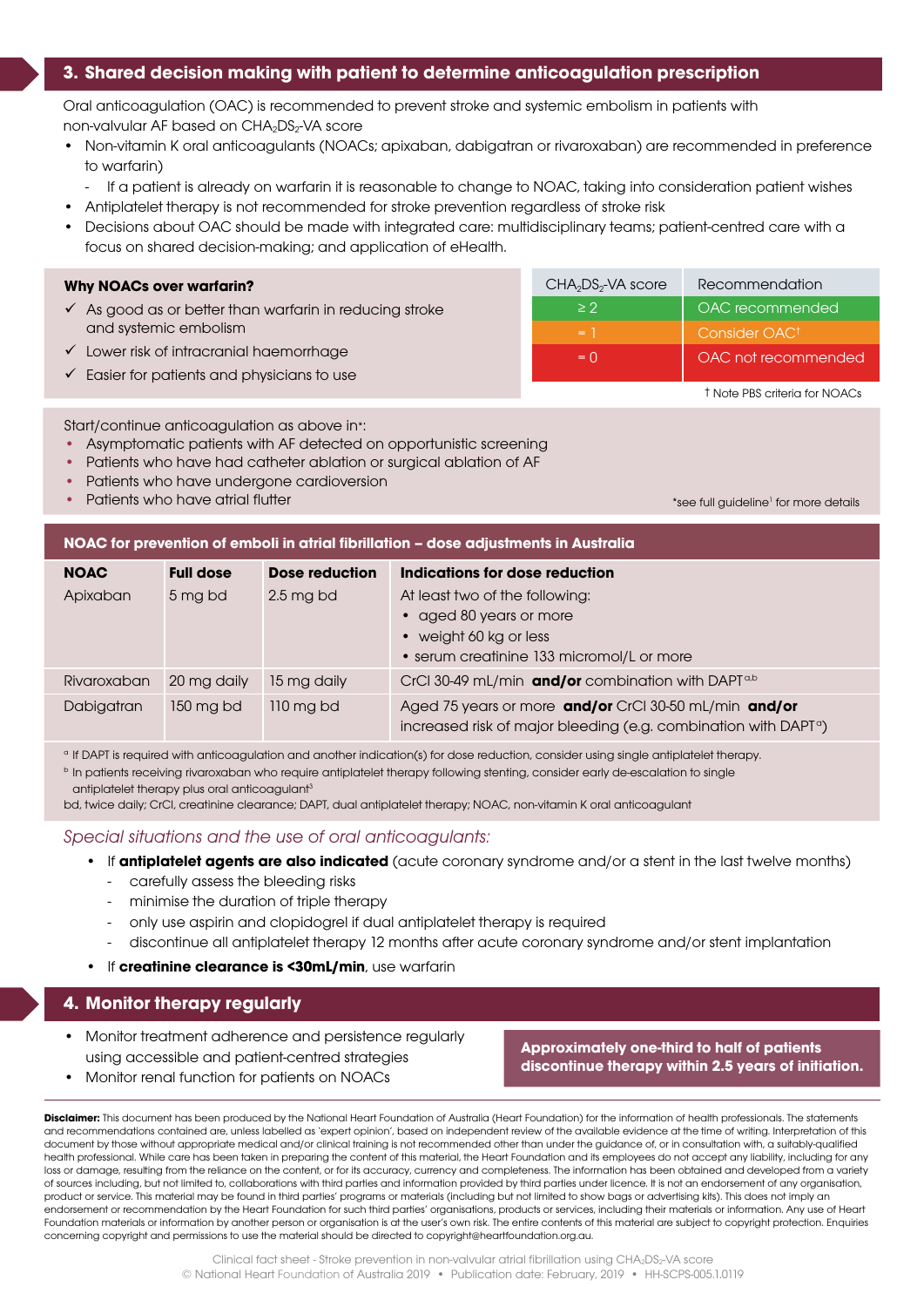## 3. Shared decision making with patient to determine anticoagulation prescription

Oral anticoagulation (OAC) is recommended to prevent stroke and systemic embolism in patients with non-valvular AF based on $CHA_2DS_2$-VA score

- Non-vitamin K oral anticoagulants (NOACs; apixaban, dabigatran or rivaroxaban) are recommended in preference to warfarin)
  - If a patient is already on warfarin it is reasonable to change to NOAC, taking into consideration patient wishes
- Antiplatelet therapy is not recommended for stroke prevention regardless of stroke risk
- Decisions about OAC should be made with integrated care: multidisciplinary teams; patient-centred care with a focus on shared decision-making; and application of eHealth.

**Why NOACs over warfarin?**

- ✓ As good as or better than warfarin in reducing stroke and systemic embolism
- ✓ Lower risk of intracranial haemorrhage
- ✓ Easier for patients and physicians to use

| $CHA_2DS_2$-VA score | Recommendation |
|---|---|
| ≥ 2 | OAC recommended |
| = 1 | Consider OAC† |
| = 0 | OAC not recommended |

† Note PBS criteria for NOACs

Start/continue anticoagulation as above in*:

- Asymptomatic patients with AF detected on opportunistic screening
- Patients who have had catheter ablation or surgical ablation of AF
- Patients who have undergone cardioversion
- Patients who have atrial flutter

*see full guideline[1] for more details

### NOAC for prevention of emboli in atrial fibrillation – dose adjustments in Australia

| NOAC | Full dose | Dose reduction | Indications for dose reduction |
|---|---|---|---|
| Apixaban | 5 mg bd | 2.5 mg bd | At least two of the following:<br>• aged 80 years or more<br>• weight 60 kg or less<br>• serum creatinine 133 micromol/L or more |
| Rivaroxaban | 20 mg daily | 15 mg daily | CrCl 30-49 mL/min **and/or** combination with DAPT[a,b] |
| Dabigatran | 150 mg bd | 110 mg bd | Aged 75 years or more **and/or** CrCl 30-50 mL/min **and/or** increased risk of major bleeding (e.g. combination with DAPT[a]) |

[a] If DAPT is required with anticoagulation and another indication(s) for dose reduction, consider using single antiplatelet therapy.
[b] In patients receiving rivaroxaban who require antiplatelet therapy following stenting, consider early de-escalation to single antiplatelet therapy plus oral anticoagulant[3]

bd, twice daily; CrCl, creatinine clearance; DAPT, dual antiplatelet therapy; NOAC, non-vitamin K oral anticoagulant

*Special situations and the use of oral anticoagulants:*

- If **antiplatelet agents are also indicated** (acute coronary syndrome and/or a stent in the last twelve months)
  - carefully assess the bleeding risks
  - minimise the duration of triple therapy
  - only use aspirin and clopidogrel if dual antiplatelet therapy is required
  - discontinue all antiplatelet therapy 12 months after acute coronary syndrome and/or stent implantation
- If **creatinine clearance is <30mL/min**, use warfarin

## 4. Monitor therapy regularly

- Monitor treatment adherence and persistence regularly using accessible and patient-centred strategies
- Monitor renal function for patients on NOACs

**Approximately one-third to half of patients discontinue therapy within 2.5 years of initiation.**

**Disclaimer:** This document has been produced by the National Heart Foundation of Australia (Heart Foundation) for the information of health professionals. The statements and recommendations contained are, unless labelled as 'expert opinion', based on independent review of the available evidence at the time of writing. Interpretation of this document by those without appropriate medical and/or clinical training is not recommended other than under the guidance of, or in consultation with, a suitably-qualified health professional. While care has been taken in preparing the content of this material, the Heart Foundation and its employees do not accept any liability, including for any loss or damage, resulting from the reliance on the content, or for its accuracy, currency and completeness. The information has been obtained and developed from a variety of sources including, but not limited to, collaborations with third parties and information provided by third parties under licence. It is not an endorsement of any organisation, product or service. This material may be found in third parties' programs or materials (including but not limited to show bags or advertising kits). This does not imply an endorsement or recommendation by the Heart Foundation for such third parties' organisations, products or services, including their materials or information. Any use of Heart Foundation materials or information by another person or organisation is at the user's own risk. The entire contents of this material are subject to copyright protection. Enquiries concerning copyright and permissions to use the material should be directed to copyright@heartfoundation.org.au.

Clinical fact sheet - Stroke prevention in non-valvular atrial fibrillation using $CHA_2DS_2$-VA score
© National Heart Foundation of Australia 2019 • Publication date: February, 2019 • HH-SCPS-005.1.0119